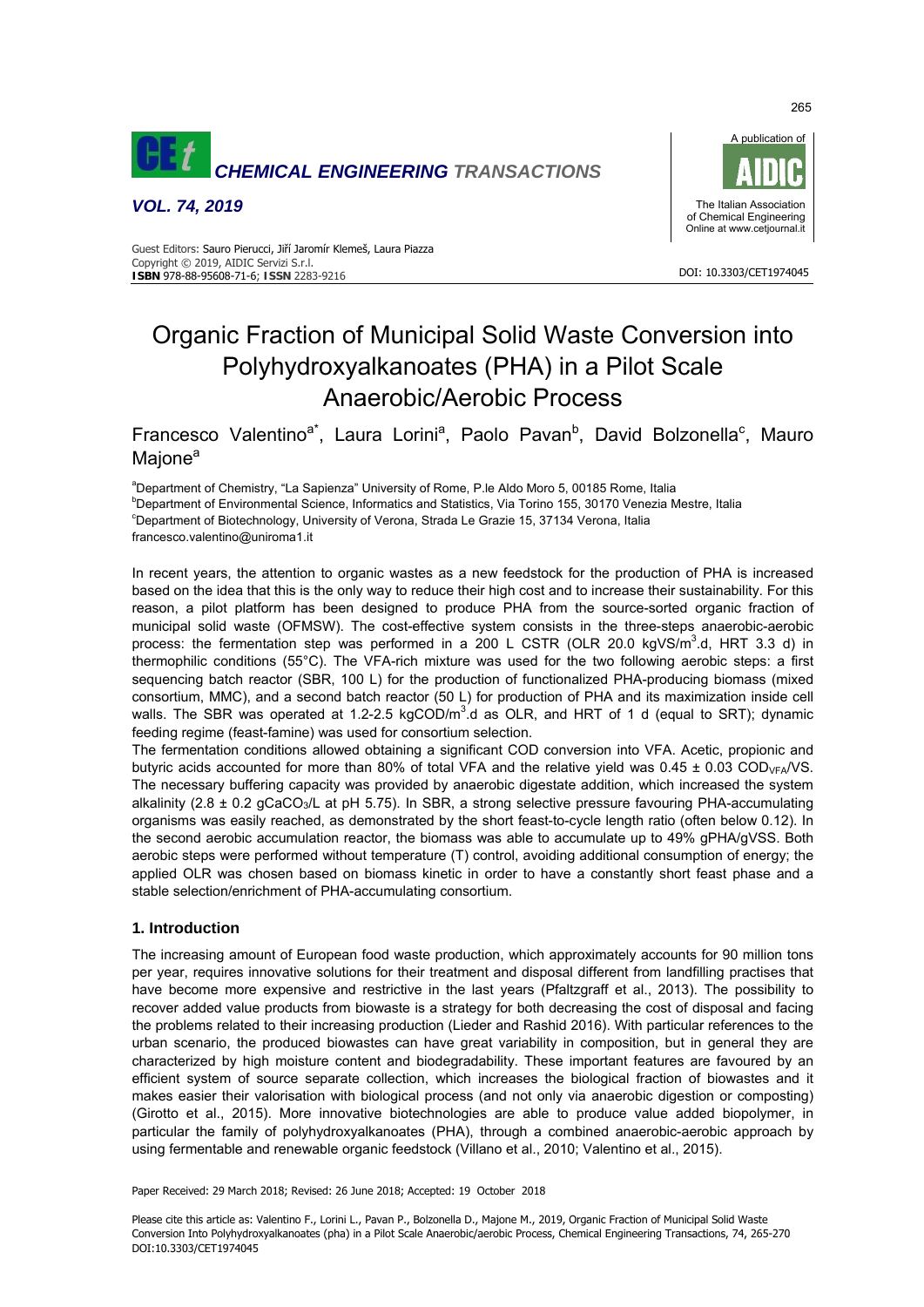# Organic Fraction of Municipal Solid Waste Conversion into Polyhydroxyalkanoates (PHA) in a Pilot Scale Anaerobic/Aerobic Process

Francesco Valentino[a*], Laura Lorini[a], Paolo Pavan[b], David Bolzonella[c], Mauro Majone[a]

[a]Department of Chemistry, "La Sapienza" University of Rome, P.le Aldo Moro 5, 00185 Rome, Italia
[b]Department of Environmental Science, Informatics and Statistics, Via Torino 155, 30170 Venezia Mestre, Italia
[c]Department of Biotechnology, University of Verona, Strada Le Grazie 15, 37134 Verona, Italia
francesco.valentino@uniroma1.it

In recent years, the attention to organic wastes as a new feedstock for the production of PHA is increased based on the idea that this is the only way to reduce their high cost and to increase their sustainability. For this reason, a pilot platform has been designed to produce PHA from the source-sorted organic fraction of municipal solid waste (OFMSW). The cost-effective system consists in the three-steps anaerobic-aerobic process: the fermentation step was performed in a 200 L CSTR (OLR 20.0 $kgVS/m^3.d$, HRT 3.3 d) in thermophilic conditions (55°C). The VFA-rich mixture was used for the two following aerobic steps: a first sequencing batch reactor (SBR, 100 L) for the production of functionalized PHA-producing biomass (mixed consortium, MMC), and a second batch reactor (50 L) for production of PHA and its maximization inside cell walls. The SBR was operated at 1.2-2.5 $kgCOD/m^3.d$ as OLR, and HRT of 1 d (equal to SRT); dynamic feeding regime (feast-famine) was used for consortium selection.

The fermentation conditions allowed obtaining a significant COD conversion into VFA. Acetic, propionic and butyric acids accounted for more than 80% of total VFA and the relative yield was 0.45 ± 0.03 $COD_{VFA}/VS$. The necessary buffering capacity was provided by anaerobic digestate addition, which increased the system alkalinity (2.8 ± 0.2 $gCaCO_3/L$ at pH 5.75). In SBR, a strong selective pressure favouring PHA-accumulating organisms was easily reached, as demonstrated by the short feast-to-cycle length ratio (often below 0.12). In the second aerobic accumulation reactor, the biomass was able to accumulate up to 49% gPHA/gVSS. Both aerobic steps were performed without temperature (T) control, avoiding additional consumption of energy; the applied OLR was chosen based on biomass kinetic in order to have a constantly short feast phase and a stable selection/enrichment of PHA-accumulating consortium.

## 1. Introduction

The increasing amount of European food waste production, which approximately accounts for 90 million tons per year, requires innovative solutions for their treatment and disposal different from landfilling practises that have become more expensive and restrictive in the last years (Pfaltzgraff et al., 2013). The possibility to recover added value products from biowaste is a strategy for both decreasing the cost of disposal and facing the problems related to their increasing production (Lieder and Rashid 2016). With particular references to the urban scenario, the produced biowastes can have great variability in composition, but in general they are characterized by high moisture content and biodegradability. These important features are favoured by an efficient system of source separate collection, which increases the biological fraction of biowastes and it makes easier their valorisation with biological process (and not only via anaerobic digestion or composting) (Girotto et al., 2015). More innovative biotechnologies are able to produce value added biopolymer, in particular the family of polyhydroxyalkanoates (PHA), through a combined anaerobic-aerobic approach by using fermentable and renewable organic feedstock (Villano et al., 2010; Valentino et al., 2015).

Paper Received: 29 March 2018; Revised: 26 June 2018; Accepted: 19 October 2018

Please cite this article as: Valentino F., Lorini L., Pavan P., Bolzonella D., Majone M., 2019, Organic Fraction of Municipal Solid Waste Conversion Into Polyhydroxyalkanoates (pha) in a Pilot Scale Anaerobic/aerobic Process, Chemical Engineering Transactions, 74, 265-270 DOI:10.3303/CET1974045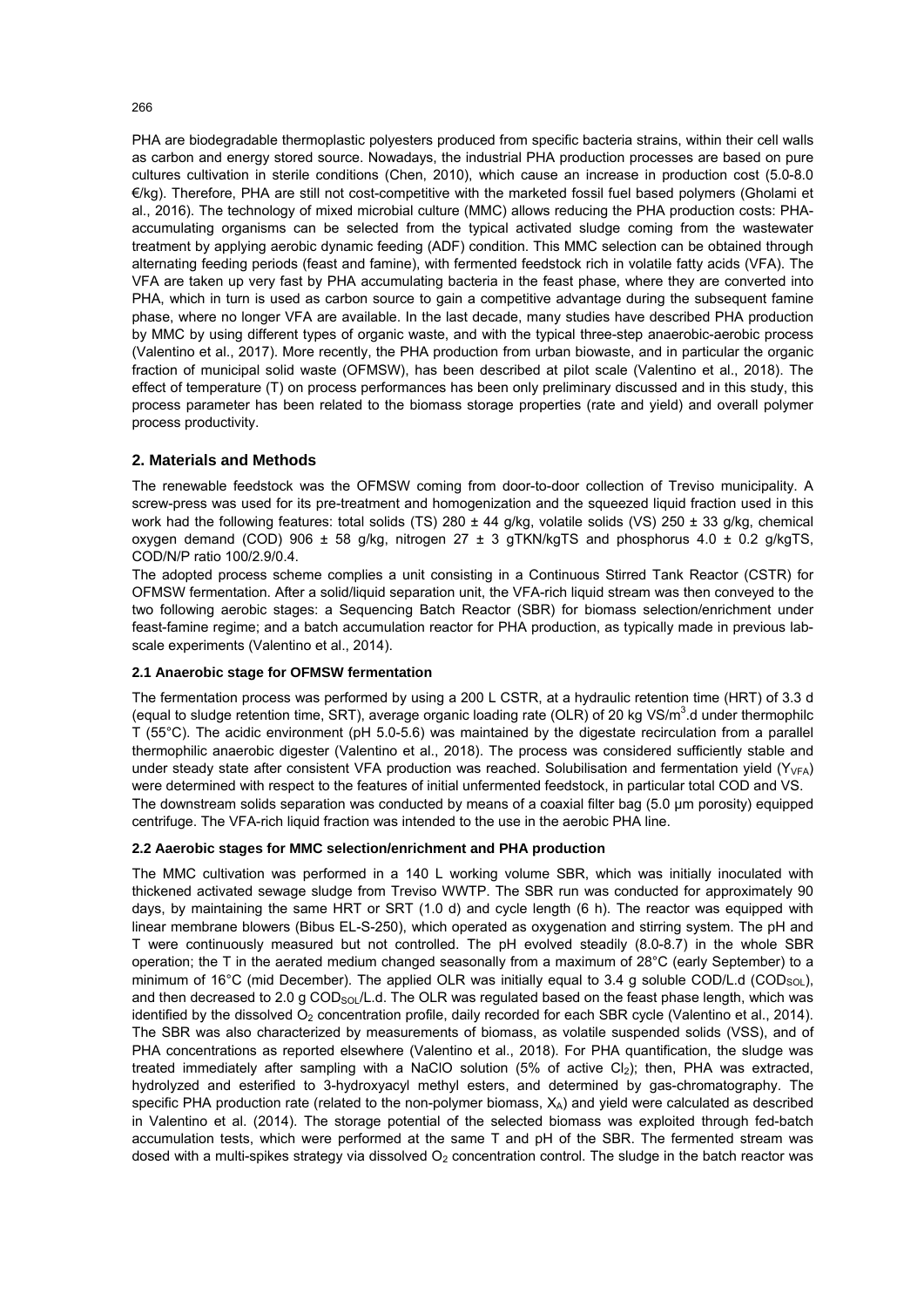PHA are biodegradable thermoplastic polyesters produced from specific bacteria strains, within their cell walls as carbon and energy stored source. Nowadays, the industrial PHA production processes are based on pure cultures cultivation in sterile conditions (Chen, 2010), which cause an increase in production cost (5.0-8.0 €/kg). Therefore, PHA are still not cost-competitive with the marketed fossil fuel based polymers (Gholami et al., 2016). The technology of mixed microbial culture (MMC) allows reducing the PHA production costs: PHA-accumulating organisms can be selected from the typical activated sludge coming from the wastewater treatment by applying aerobic dynamic feeding (ADF) condition. This MMC selection can be obtained through alternating feeding periods (feast and famine), with fermented feedstock rich in volatile fatty acids (VFA). The VFA are taken up very fast by PHA accumulating bacteria in the feast phase, where they are converted into PHA, which in turn is used as carbon source to gain a competitive advantage during the subsequent famine phase, where no longer VFA are available. In the last decade, many studies have described PHA production by MMC by using different types of organic waste, and with the typical three-step anaerobic-aerobic process (Valentino et al., 2017). More recently, the PHA production from urban biowaste, and in particular the organic fraction of municipal solid waste (OFMSW), has been described at pilot scale (Valentino et al., 2018). The effect of temperature (T) on process performances has been only preliminary discussed and in this study, this process parameter has been related to the biomass storage properties (rate and yield) and overall polymer process productivity.

## 2. Materials and Methods

The renewable feedstock was the OFMSW coming from door-to-door collection of Treviso municipality. A screw-press was used for its pre-treatment and homogenization and the squeezed liquid fraction used in this work had the following features: total solids (TS) 280 ± 44 g/kg, volatile solids (VS) 250 ± 33 g/kg, chemical oxygen demand (COD) 906 ± 58 g/kg, nitrogen 27 ± 3 gTKN/kgTS and phosphorus 4.0 ± 0.2 g/kgTS, COD/N/P ratio 100/2.9/0.4.

The adopted process scheme complies a unit consisting in a Continuous Stirred Tank Reactor (CSTR) for OFMSW fermentation. After a solid/liquid separation unit, the VFA-rich liquid stream was then conveyed to the two following aerobic stages: a Sequencing Batch Reactor (SBR) for biomass selection/enrichment under feast-famine regime; and a batch accumulation reactor for PHA production, as typically made in previous lab-scale experiments (Valentino et al., 2014).

### 2.1 Anaerobic stage for OFMSW fermentation

The fermentation process was performed by using a 200 L CSTR, at a hydraulic retention time (HRT) of 3.3 d (equal to sludge retention time, SRT), average organic loading rate (OLR) of 20 kg VS/m$^3$.d under thermophilc T (55°C). The acidic environment (pH 5.0-5.6) was maintained by the digestate recirculation from a parallel thermophilic anaerobic digester (Valentino et al., 2018). The process was considered sufficiently stable and under steady state after consistent VFA production was reached. Solubilisation and fermentation yield ($Y_{VFA}$) were determined with respect to the features of initial unfermented feedstock, in particular total COD and VS.

The downstream solids separation was conducted by means of a coaxial filter bag (5.0 µm porosity) equipped centrifuge. The VFA-rich liquid fraction was intended to the use in the aerobic PHA line.

### 2.2 Aaerobic stages for MMC selection/enrichment and PHA production

The MMC cultivation was performed in a 140 L working volume SBR, which was initially inoculated with thickened activated sewage sludge from Treviso WWTP. The SBR run was conducted for approximately 90 days, by maintaining the same HRT or SRT (1.0 d) and cycle length (6 h). The reactor was equipped with linear membrane blowers (Bibus EL-S-250), which operated as oxygenation and stirring system. The pH and T were continuously measured but not controlled. The pH evolved steadily (8.0-8.7) in the whole SBR operation; the T in the aerated medium changed seasonally from a maximum of 28°C (early September) to a minimum of 16°C (mid December). The applied OLR was initially equal to 3.4 g soluble COD/L.d ($COD_{SOL}$), and then decreased to 2.0 g $COD_{SOL}$/L.d. The OLR was regulated based on the feast phase length, which was identified by the dissolved $O_2$ concentration profile, daily recorded for each SBR cycle (Valentino et al., 2014). The SBR was also characterized by measurements of biomass, as volatile suspended solids (VSS), and of PHA concentrations as reported elsewhere (Valentino et al., 2018). For PHA quantification, the sludge was treated immediately after sampling with a NaClO solution (5% of active $Cl_2$); then, PHA was extracted, hydrolyzed and esterified to 3-hydroxyacyl methyl esters, and determined by gas-chromatography. The specific PHA production rate (related to the non-polymer biomass, $X_A$) and yield were calculated as described in Valentino et al. (2014). The storage potential of the selected biomass was exploited through fed-batch accumulation tests, which were performed at the same T and pH of the SBR. The fermented stream was dosed with a multi-spikes strategy via dissolved $O_2$ concentration control. The sludge in the batch reactor was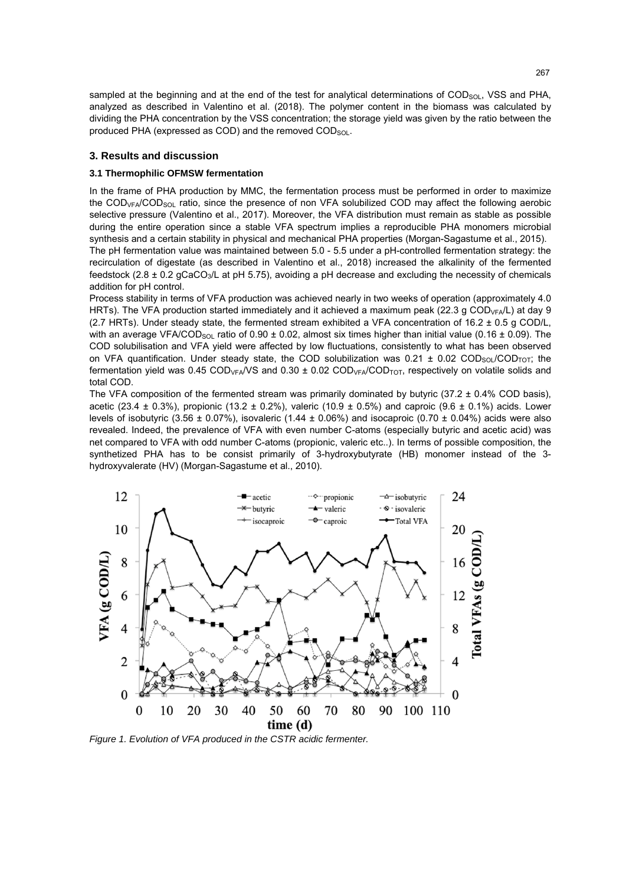sampled at the beginning and at the end of the test for analytical determinations of $COD_{SOL}$, VSS and PHA, analyzed as described in Valentino et al. (2018). The polymer content in the biomass was calculated by dividing the PHA concentration by the VSS concentration; the storage yield was given by the ratio between the produced PHA (expressed as COD) and the removed $COD_{SOL}$.

## 3. Results and discussion

### 3.1 Thermophilic OFMSW fermentation

In the frame of PHA production by MMC, the fermentation process must be performed in order to maximize the $COD_{VFA}/COD_{SOL}$ ratio, since the presence of non VFA solubilized COD may affect the following aerobic selective pressure (Valentino et al., 2017). Moreover, the VFA distribution must remain as stable as possible during the entire operation since a stable VFA spectrum implies a reproducible PHA monomers microbial synthesis and a certain stability in physical and mechanical PHA properties (Morgan-Sagastume et al., 2015).

The pH fermentation value was maintained between 5.0 - 5.5 under a pH-controlled fermentation strategy: the recirculation of digestate (as described in Valentino et al., 2018) increased the alkalinity of the fermented feedstock (2.8 ± 0.2 $gCaCO_3$/L at pH 5.75), avoiding a pH decrease and excluding the necessity of chemicals addition for pH control.

Process stability in terms of VFA production was achieved nearly in two weeks of operation (approximately 4.0 HRTs). The VFA production started immediately and it achieved a maximum peak (22.3 g $COD_{VFA}$/L) at day 9 (2.7 HRTs). Under steady state, the fermented stream exhibited a VFA concentration of 16.2 ± 0.5 g COD/L, with an average $VFA/COD_{SOL}$ ratio of 0.90 ± 0.02, almost six times higher than initial value (0.16 ± 0.09). The COD solubilisation and VFA yield were affected by low fluctuations, consistently to what has been observed on VFA quantification. Under steady state, the COD solubilization was 0.21 ± 0.02 $COD_{SOL}/COD_{TOT}$; the fermentation yield was 0.45 $COD_{VFA}$/VS and 0.30 ± 0.02 $COD_{VFA}/COD_{TOT}$, respectively on volatile solids and total COD.

The VFA composition of the fermented stream was primarily dominated by butyric (37.2 ± 0.4% COD basis), acetic (23.4 ± 0.3%), propionic (13.2 ± 0.2%), valeric (10.9 ± 0.5%) and caproic (9.6 ± 0.1%) acids. Lower levels of isobutyric (3.56 ± 0.07%), isovaleric (1.44 ± 0.06%) and isocaproic (0.70 ± 0.04%) acids were also revealed. Indeed, the prevalence of VFA with even number C-atoms (especially butyric and acetic acid) was net compared to VFA with odd number C-atoms (propionic, valeric etc..). In terms of possible composition, the synthetized PHA has to be consist primarily of 3-hydroxybutyrate (HB) monomer instead of the 3-hydroxyvalerate (HV) (Morgan-Sagastume et al., 2010).

*Figure 1. Evolution of VFA produced in the CSTR acidic fermenter.*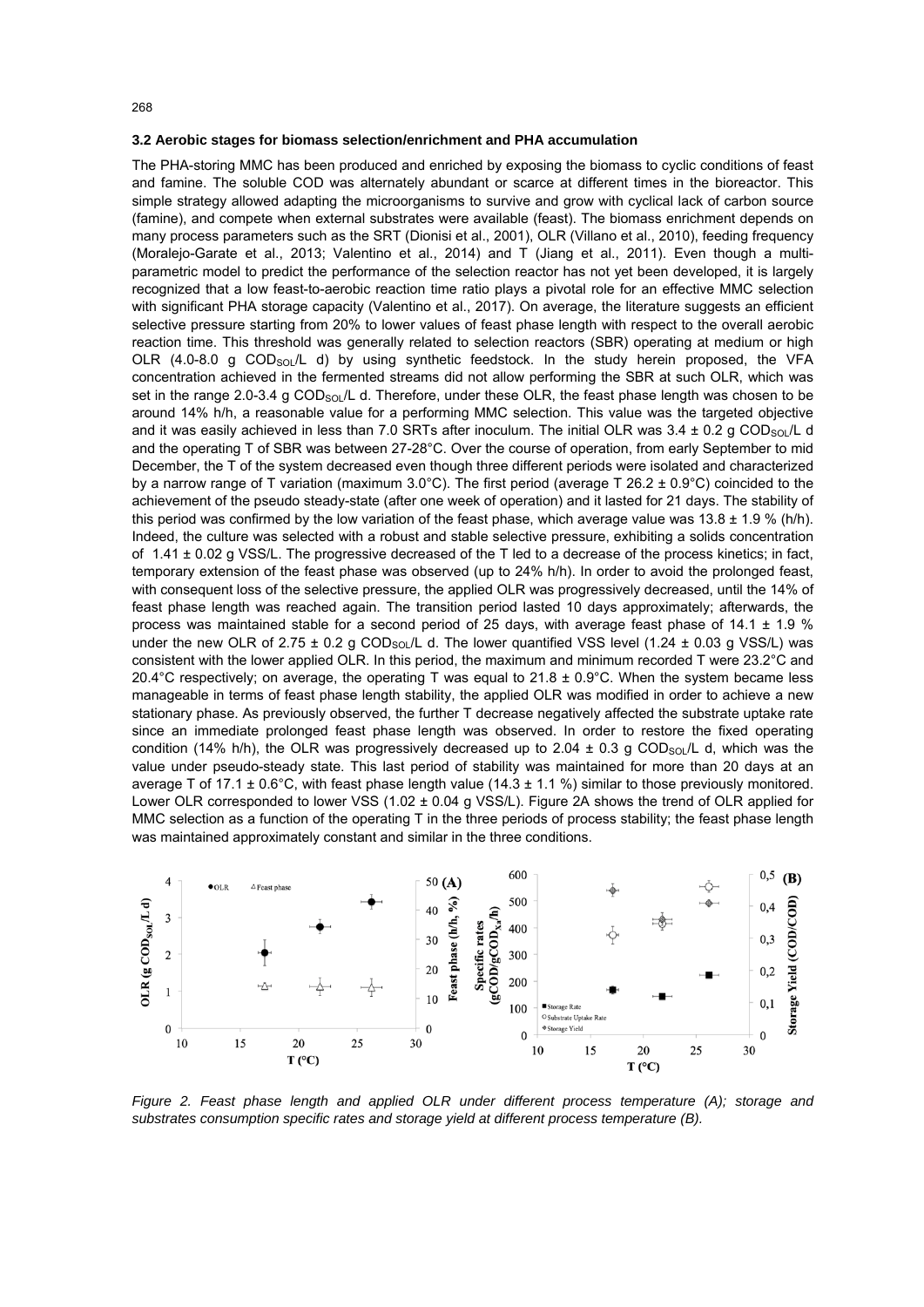### 3.2 Aerobic stages for biomass selection/enrichment and PHA accumulation

The PHA-storing MMC has been produced and enriched by exposing the biomass to cyclic conditions of feast and famine. The soluble COD was alternately abundant or scarce at different times in the bioreactor. This simple strategy allowed adapting the microorganisms to survive and grow with cyclical lack of carbon source (famine), and compete when external substrates were available (feast). The biomass enrichment depends on many process parameters such as the SRT (Dionisi et al., 2001), OLR (Villano et al., 2010), feeding frequency (Moralejo-Garate et al., 2013; Valentino et al., 2014) and T (Jiang et al., 2011). Even though a multi-parametric model to predict the performance of the selection reactor has not yet been developed, it is largely recognized that a low feast-to-aerobic reaction time ratio plays a pivotal role for an effective MMC selection with significant PHA storage capacity (Valentino et al., 2017). On average, the literature suggests an efficient selective pressure starting from 20% to lower values of feast phase length with respect to the overall aerobic reaction time. This threshold was generally related to selection reactors (SBR) operating at medium or high OLR (4.0-8.0 g $COD_{SOL}$/L d) by using synthetic feedstock. In the study herein proposed, the VFA concentration achieved in the fermented streams did not allow performing the SBR at such OLR, which was set in the range 2.0-3.4 g $COD_{SOL}$/L d. Therefore, under these OLR, the feast phase length was chosen to be around 14% h/h, a reasonable value for a performing MMC selection. This value was the targeted objective and it was easily achieved in less than 7.0 SRTs after inoculum. The initial OLR was 3.4 ± 0.2 g $COD_{SOL}$/L d and the operating T of SBR was between 27-28°C. Over the course of operation, from early September to mid December, the T of the system decreased even though three different periods were isolated and characterized by a narrow range of T variation (maximum 3.0°C). The first period (average T 26.2 ± 0.9°C) coincided to the achievement of the pseudo steady-state (after one week of operation) and it lasted for 21 days. The stability of this period was confirmed by the low variation of the feast phase, which average value was 13.8 ± 1.9 % (h/h). Indeed, the culture was selected with a robust and stable selective pressure, exhibiting a solids concentration of 1.41 ± 0.02 g VSS/L. The progressive decreased of the T led to a decrease of the process kinetics; in fact, temporary extension of the feast phase was observed (up to 24% h/h). In order to avoid the prolonged feast, with consequent loss of the selective pressure, the applied OLR was progressively decreased, until the 14% of feast phase length was reached again. The transition period lasted 10 days approximately; afterwards, the process was maintained stable for a second period of 25 days, with average feast phase of 14.1 ± 1.9 % under the new OLR of 2.75 ± 0.2 g $COD_{SOL}$/L d. The lower quantified VSS level (1.24 ± 0.03 g VSS/L) was consistent with the lower applied OLR. In this period, the maximum and minimum recorded T were 23.2°C and 20.4°C respectively; on average, the operating T was equal to 21.8 ± 0.9°C. When the system became less manageable in terms of feast phase length stability, the applied OLR was modified in order to achieve a new stationary phase. As previously observed, the further T decrease negatively affected the substrate uptake rate since an immediate prolonged feast phase length was observed. In order to restore the fixed operating condition (14% h/h), the OLR was progressively decreased up to 2.04 ± 0.3 g $COD_{SOL}$/L d, which was the value under pseudo-steady state. This last period of stability was maintained for more than 20 days at an average T of 17.1 ± 0.6°C, with feast phase length value (14.3 ± 1.1 %) similar to those previously monitored. Lower OLR corresponded to lower VSS (1.02 ± 0.04 g VSS/L). Figure 2A shows the trend of OLR applied for MMC selection as a function of the operating T in the three periods of process stability; the feast phase length was maintained approximately constant and similar in the three conditions.

*Figure 2. Feast phase length and applied OLR under different process temperature (A); storage and substrates consumption specific rates and storage yield at different process temperature (B).*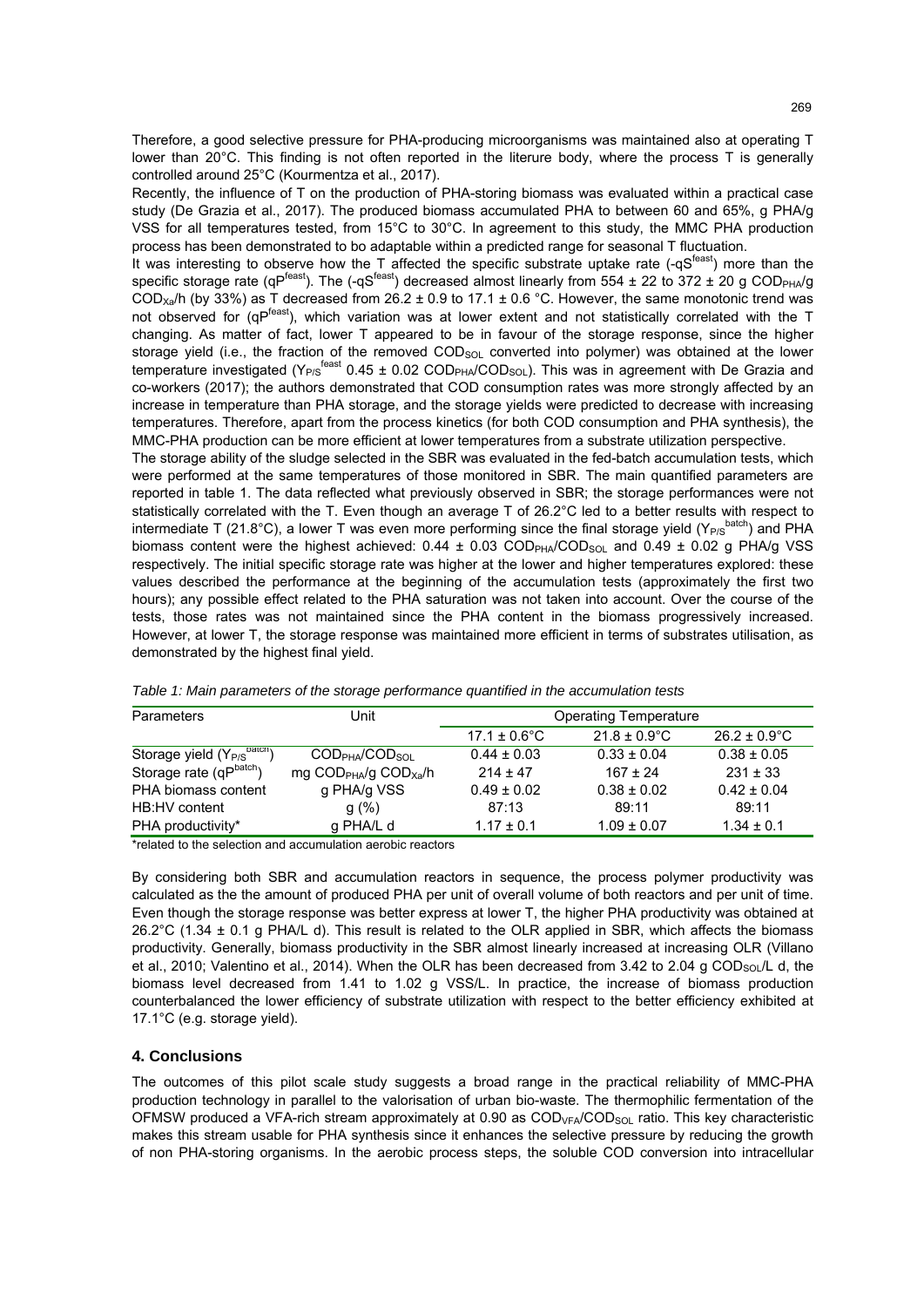Therefore, a good selective pressure for PHA-producing microorganisms was maintained also at operating T lower than 20°C. This finding is not often reported in the literure body, where the process T is generally controlled around 25°C (Kourmentza et al., 2017).

Recently, the influence of T on the production of PHA-storing biomass was evaluated within a practical case study (De Grazia et al., 2017). The produced biomass accumulated PHA to between 60 and 65%, g PHA/g VSS for all temperatures tested, from 15°C to 30°C. In agreement to this study, the MMC PHA production process has been demonstrated to bo adaptable within a predicted range for seasonal T fluctuation.

It was interesting to observe how the T affected the specific substrate uptake rate ($-qS^{feast}$) more than the specific storage rate ($qP^{feast}$). The ($-qS^{feast}$) decreased almost linearly from 554 ± 22 to 372 ± 20 g $COD_{PHA}$/g $COD_{Xa}$/h (by 33%) as T decreased from 26.2 ± 0.9 to 17.1 ± 0.6 °C. However, the same monotonic trend was not observed for ($qP^{feast}$), which variation was at lower extent and not statistically correlated with the T changing. As matter of fact, lower T appeared to be in favour of the storage response, since the higher storage yield (i.e., the fraction of the removed $COD_{SOL}$ converted into polymer) was obtained at the lower temperature investigated ($Y_{P/S}{}^{feast}$ 0.45 ± 0.02 $COD_{PHA}/COD_{SOL}$). This was in agreement with De Grazia and co-workers (2017); the authors demonstrated that COD consumption rates was more strongly affected by an increase in temperature than PHA storage, and the storage yields were predicted to decrease with increasing temperatures. Therefore, apart from the process kinetics (for both COD consumption and PHA synthesis), the MMC-PHA production can be more efficient at lower temperatures from a substrate utilization perspective.

The storage ability of the sludge selected in the SBR was evaluated in the fed-batch accumulation tests, which were performed at the same temperatures of those monitored in SBR. The main quantified parameters are reported in table 1. The data reflected what previously observed in SBR; the storage performances were not statistically correlated with the T. Even though an average T of 26.2°C led to a better results with respect to intermediate T (21.8°C), a lower T was even more performing since the final storage yield ($Y_{P/S}{}^{batch}$) and PHA biomass content were the highest achieved: 0.44 ± 0.03 $COD_{PHA}/COD_{SOL}$ and 0.49 ± 0.02 g PHA/g VSS respectively. The initial specific storage rate was higher at the lower and higher temperatures explored: these values described the performance at the beginning of the accumulation tests (approximately the first two hours); any possible effect related to the PHA saturation was not taken into account. Over the course of the tests, those rates was not maintained since the PHA content in the biomass progressively increased. However, at lower T, the storage response was maintained more efficient in terms of substrates utilisation, as demonstrated by the highest final yield.

*Table 1: Main parameters of the storage performance quantified in the accumulation tests*

| Parameters | Unit | Operating Temperature | | |
|---|---|---|---|---|
| | | 17.1 ± 0.6°C | 21.8 ± 0.9°C | 26.2 ± 0.9°C |
| Storage yield ($Y_{P/S}{}^{batch}$) | $COD_{PHA}/COD_{SOL}$ | 0.44 ± 0.03 | 0.33 ± 0.04 | 0.38 ± 0.05 |
| Storage rate ($qP^{batch}$) | mg $COD_{PHA}$/g $COD_{Xa}$/h | 214 ± 47 | 167 ± 24 | 231 ± 33 |
| PHA biomass content | g PHA/g VSS | 0.49 ± 0.02 | 0.38 ± 0.02 | 0.42 ± 0.04 |
| HB:HV content | g (%) | 87:13 | 89:11 | 89:11 |
| PHA productivity* | g PHA/L d | 1.17 ± 0.1 | 1.09 ± 0.07 | 1.34 ± 0.1 |

*related to the selection and accumulation aerobic reactors

By considering both SBR and accumulation reactors in sequence, the process polymer productivity was calculated as the the amount of produced PHA per unit of overall volume of both reactors and per unit of time. Even though the storage response was better express at lower T, the higher PHA productivity was obtained at 26.2°C (1.34 ± 0.1 g PHA/L d). This result is related to the OLR applied in SBR, which affects the biomass productivity. Generally, biomass productivity in the SBR almost linearly increased at increasing OLR (Villano et al., 2010; Valentino et al., 2014). When the OLR has been decreased from 3.42 to 2.04 g $COD_{SOL}$/L d, the biomass level decreased from 1.41 to 1.02 g VSS/L. In practice, the increase of biomass production counterbalanced the lower efficiency of substrate utilization with respect to the better efficiency exhibited at 17.1°C (e.g. storage yield).

## 4. Conclusions

The outcomes of this pilot scale study suggests a broad range in the practical reliability of MMC-PHA production technology in parallel to the valorisation of urban bio-waste. The thermophilic fermentation of the OFMSW produced a VFA-rich stream approximately at 0.90 as $COD_{VFA}/COD_{SOL}$ ratio. This key characteristic makes this stream usable for PHA synthesis since it enhances the selective pressure by reducing the growth of non PHA-storing organisms. In the aerobic process steps, the soluble COD conversion into intracellular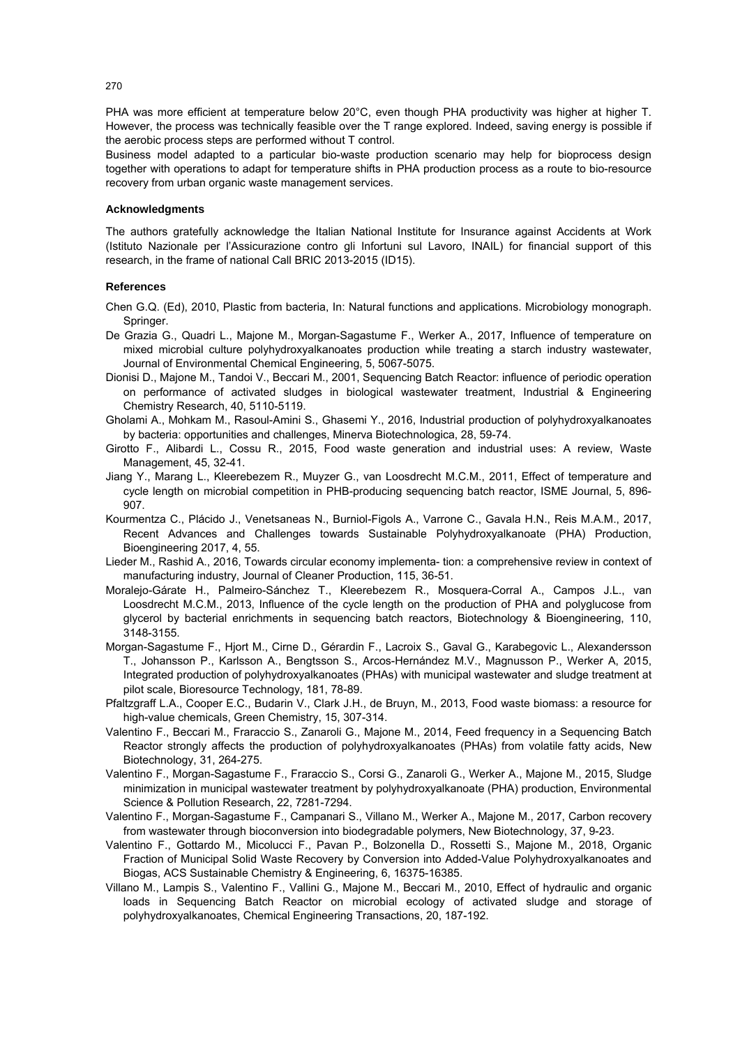PHA was more efficient at temperature below 20°C, even though PHA productivity was higher at higher T. However, the process was technically feasible over the T range explored. Indeed, saving energy is possible if the aerobic process steps are performed without T control.

Business model adapted to a particular bio-waste production scenario may help for bioprocess design together with operations to adapt for temperature shifts in PHA production process as a route to bio-resource recovery from urban organic waste management services.

### Acknowledgments

The authors gratefully acknowledge the Italian National Institute for Insurance against Accidents at Work (Istituto Nazionale per l'Assicurazione contro gli Infortuni sul Lavoro, INAIL) for financial support of this research, in the frame of national Call BRIC 2013-2015 (ID15).

### References

Chen G.Q. (Ed), 2010, Plastic from bacteria, In: Natural functions and applications. Microbiology monograph. Springer.

De Grazia G., Quadri L., Majone M., Morgan-Sagastume F., Werker A., 2017, Influence of temperature on mixed microbial culture polyhydroxyalkanoates production while treating a starch industry wastewater, Journal of Environmental Chemical Engineering, 5, 5067-5075.

Dionisi D., Majone M., Tandoi V., Beccari M., 2001, Sequencing Batch Reactor: influence of periodic operation on performance of activated sludges in biological wastewater treatment, Industrial & Engineering Chemistry Research, 40, 5110-5119.

Gholami A., Mohkam M., Rasoul-Amini S., Ghasemi Y., 2016, Industrial production of polyhydroxyalkanoates by bacteria: opportunities and challenges, Minerva Biotechnologica, 28, 59-74.

Girotto F., Alibardi L., Cossu R., 2015, Food waste generation and industrial uses: A review, Waste Management, 45, 32-41.

Jiang Y., Marang L., Kleerebezem R., Muyzer G., van Loosdrecht M.C.M., 2011, Effect of temperature and cycle length on microbial competition in PHB-producing sequencing batch reactor, ISME Journal, 5, 896-907.

Kourmentza C., Plácido J., Venetsaneas N., Burniol-Figols A., Varrone C., Gavala H.N., Reis M.A.M., 2017, Recent Advances and Challenges towards Sustainable Polyhydroxyalkanoate (PHA) Production, Bioengineering 2017, 4, 55.

Lieder M., Rashid A., 2016, Towards circular economy implementa- tion: a comprehensive review in context of manufacturing industry, Journal of Cleaner Production, 115, 36-51.

Moralejo-Gárate H., Palmeiro-Sánchez T., Kleerebezem R., Mosquera-Corral A., Campos J.L., van Loosdrecht M.C.M., 2013, Influence of the cycle length on the production of PHA and polyglucose from glycerol by bacterial enrichments in sequencing batch reactors, Biotechnology & Bioengineering, 110, 3148-3155.

Morgan-Sagastume F., Hjort M., Cirne D., Gérardin F., Lacroix S., Gaval G., Karabegovic L., Alexandersson T., Johansson P., Karlsson A., Bengtsson S., Arcos-Hernández M.V., Magnusson P., Werker A, 2015, Integrated production of polyhydroxyalkanoates (PHAs) with municipal wastewater and sludge treatment at pilot scale, Bioresource Technology, 181, 78-89.

Pfaltzgraff L.A., Cooper E.C., Budarin V., Clark J.H., de Bruyn, M., 2013, Food waste biomass: a resource for high-value chemicals, Green Chemistry, 15, 307-314.

Valentino F., Beccari M., Fraraccio S., Zanaroli G., Majone M., 2014, Feed frequency in a Sequencing Batch Reactor strongly affects the production of polyhydroxyalkanoates (PHAs) from volatile fatty acids, New Biotechnology, 31, 264-275.

Valentino F., Morgan-Sagastume F., Fraraccio S., Corsi G., Zanaroli G., Werker A., Majone M., 2015, Sludge minimization in municipal wastewater treatment by polyhydroxyalkanoate (PHA) production, Environmental Science & Pollution Research, 22, 7281-7294.

Valentino F., Morgan-Sagastume F., Campanari S., Villano M., Werker A., Majone M., 2017, Carbon recovery from wastewater through bioconversion into biodegradable polymers, New Biotechnology, 37, 9-23.

Valentino F., Gottardo M., Micolucci F., Pavan P., Bolzonella D., Rossetti S., Majone M., 2018, Organic Fraction of Municipal Solid Waste Recovery by Conversion into Added-Value Polyhydroxyalkanoates and Biogas, ACS Sustainable Chemistry & Engineering, 6, 16375-16385.

Villano M., Lampis S., Valentino F., Vallini G., Majone M., Beccari M., 2010, Effect of hydraulic and organic loads in Sequencing Batch Reactor on microbial ecology of activated sludge and storage of polyhydroxyalkanoates, Chemical Engineering Transactions, 20, 187-192.